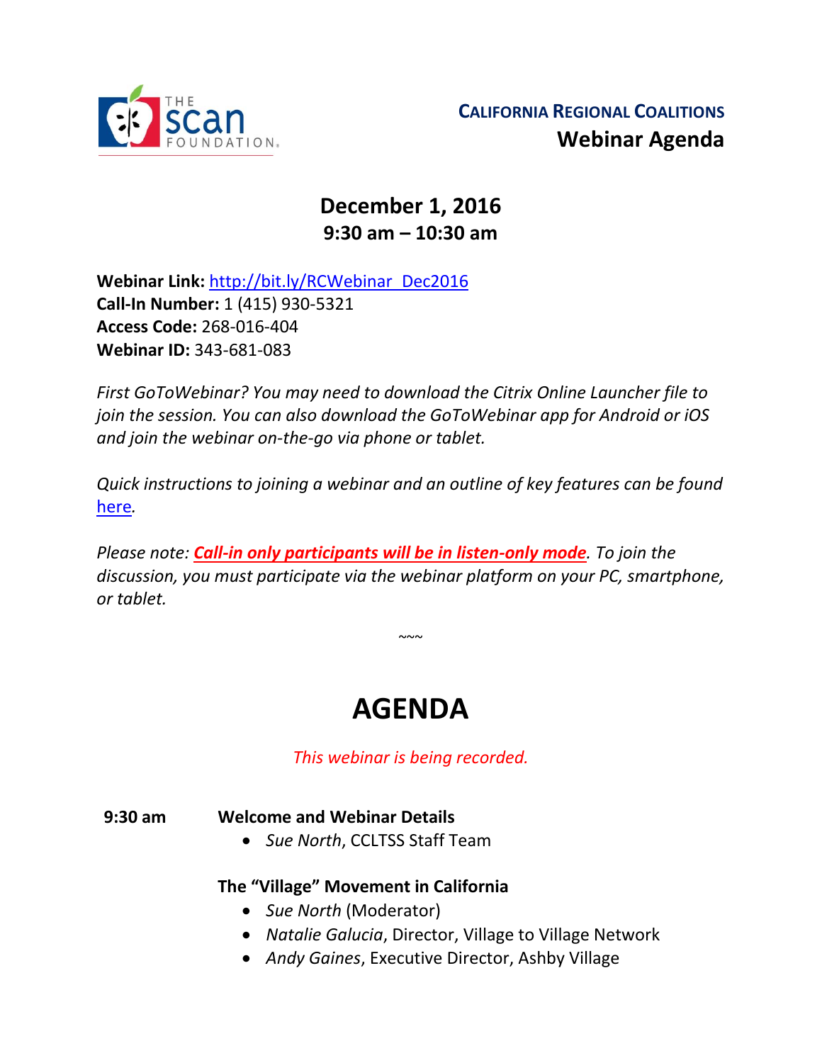THE scan FOUNDATION

**CALIFORNIA REGIONAL COALITIONS**
**Webinar Agenda**

**December 1, 2016**
**9:30 am – 10:30 am**

**Webinar Link:** http://bit.ly/RCWebinar_Dec2016
**Call-In Number:** 1 (415) 930-5321
**Access Code:** 268-016-404
**Webinar ID:** 343-681-083

*First GoToWebinar? You may need to download the Citrix Online Launcher file to join the session. You can also download the GoToWebinar app for Android or iOS and join the webinar on-the-go via phone or tablet.*

*Quick instructions to joining a webinar and an outline of key features can be found here.*

*Please note: **Call-in only participants will be in listen-only mode**. To join the discussion, you must participate via the webinar platform on your PC, smartphone, or tablet.*

~~~

# AGENDA

*This webinar is being recorded.*

**9:30 am** **Welcome and Webinar Details**

- *Sue North*, CCLTSS Staff Team

**The "Village" Movement in California**

- *Sue North* (Moderator)
- *Natalie Galucia*, Director, Village to Village Network
- *Andy Gaines*, Executive Director, Ashby Village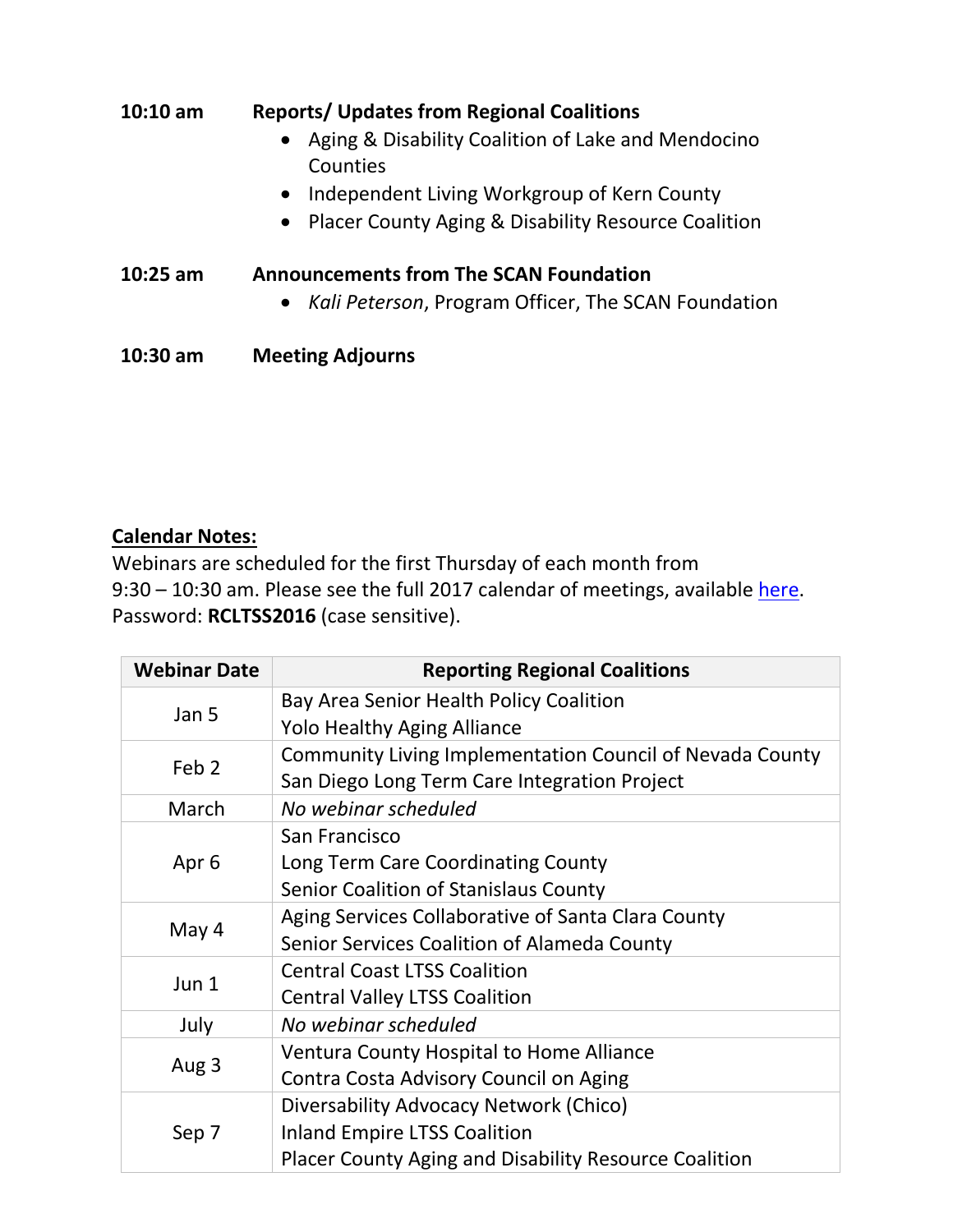**10:10 am** **Reports/ Updates from Regional Coalitions**

- Aging & Disability Coalition of Lake and Mendocino Counties
- Independent Living Workgroup of Kern County
- Placer County Aging & Disability Resource Coalition

**10:25 am** **Announcements from The SCAN Foundation**

- *Kali Peterson*, Program Officer, The SCAN Foundation

**10:30 am** **Meeting Adjourns**

**Calendar Notes:**

Webinars are scheduled for the first Thursday of each month from 9:30 – 10:30 am. Please see the full 2017 calendar of meetings, available [here](). Password: **RCLTSS2016** (case sensitive).

| Webinar Date | Reporting Regional Coalitions |
|---|---|
| Jan 5 | Bay Area Senior Health Policy Coalition<br>Yolo Healthy Aging Alliance |
| Feb 2 | Community Living Implementation Council of Nevada County<br>San Diego Long Term Care Integration Project |
| March | *No webinar scheduled* |
| Apr 6 | San Francisco<br>Long Term Care Coordinating County<br>Senior Coalition of Stanislaus County |
| May 4 | Aging Services Collaborative of Santa Clara County<br>Senior Services Coalition of Alameda County |
| Jun 1 | Central Coast LTSS Coalition<br>Central Valley LTSS Coalition |
| July | *No webinar scheduled* |
| Aug 3 | Ventura County Hospital to Home Alliance<br>Contra Costa Advisory Council on Aging |
| Sep 7 | Diversability Advocacy Network (Chico)<br>Inland Empire LTSS Coalition<br>Placer County Aging and Disability Resource Coalition |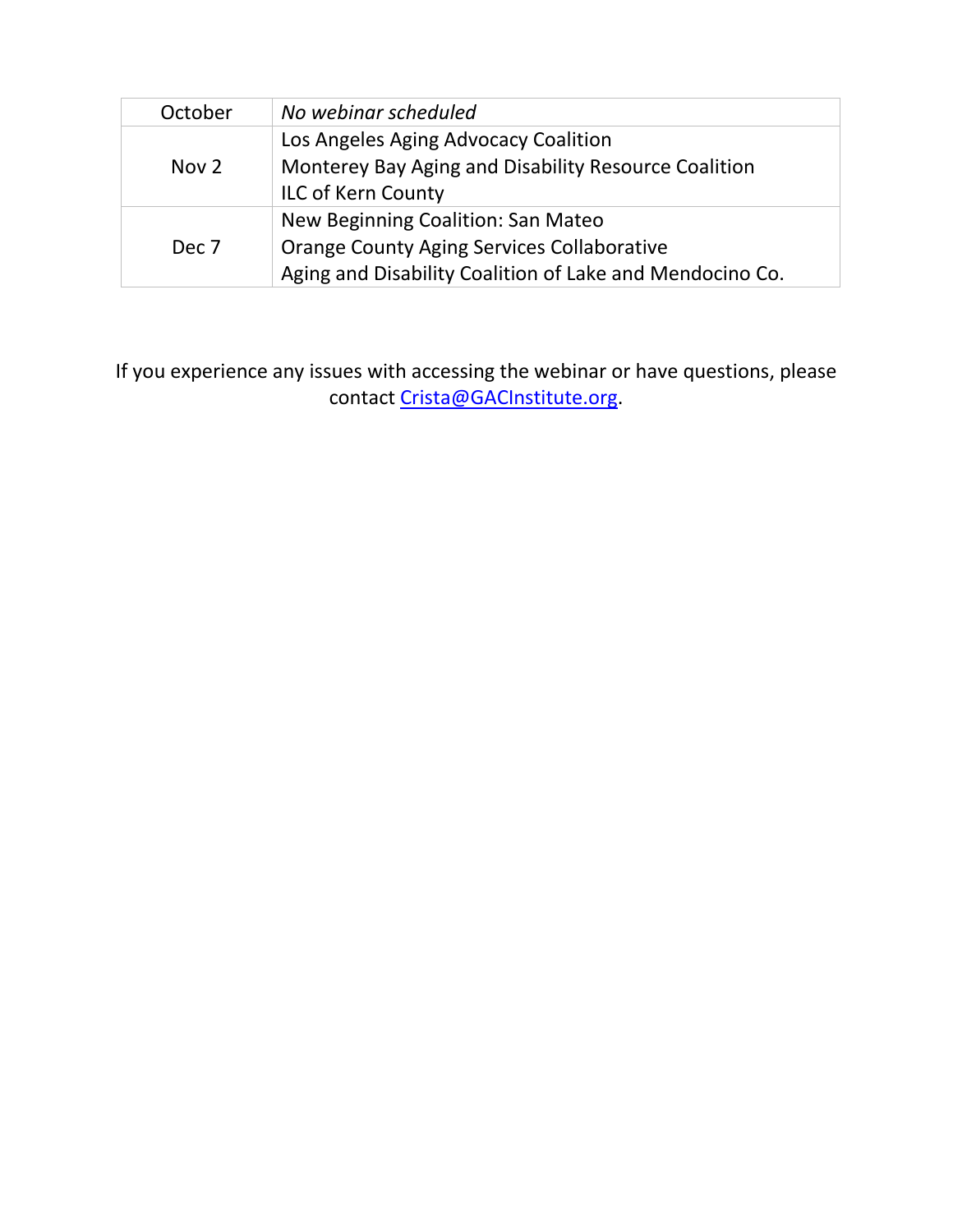| | |
|---|---|
| October | *No webinar scheduled* |
| Nov 2 | Los Angeles Aging Advocacy Coalition<br>Monterey Bay Aging and Disability Resource Coalition<br>ILC of Kern County |
| Dec 7 | New Beginning Coalition: San Mateo<br>Orange County Aging Services Collaborative<br>Aging and Disability Coalition of Lake and Mendocino Co. |

If you experience any issues with accessing the webinar or have questions, please contact Crista@GACInstitute.org.